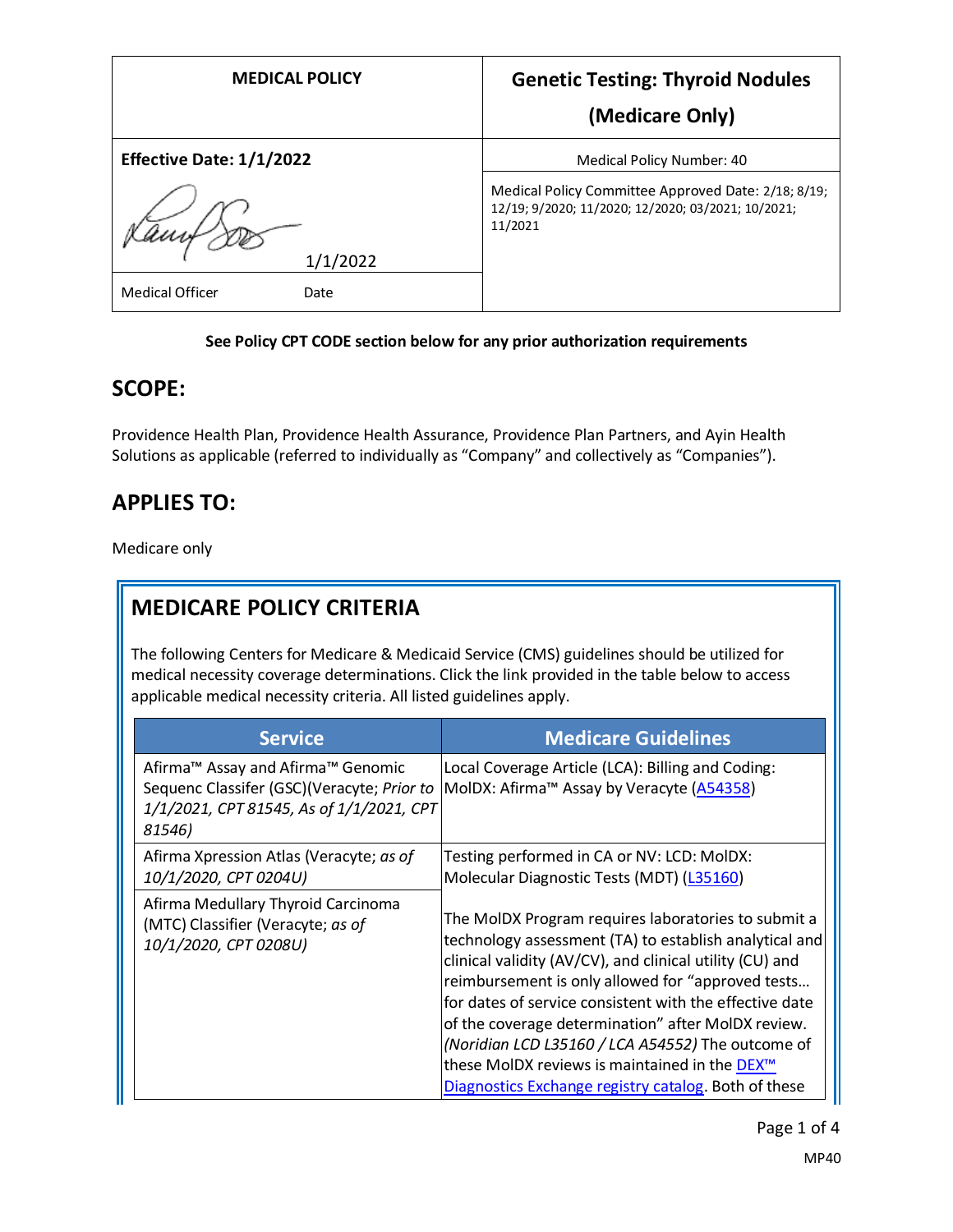| MEDICAL POLICY | Genetic Testing: Thyroid Nodules (Medicare Only) |
|---|---|
| **Effective Date: 1/1/2022** | Medical Policy Number: 40 |
| 1/1/2022 | Medical Policy Committee Approved Date: 2/18; 8/19; 12/19; 9/2020; 11/2020; 12/2020; 03/2021; 10/2021; 11/2021 |
| Medical Officer Date | |

**See Policy CPT CODE section below for any prior authorization requirements**

## SCOPE:

Providence Health Plan, Providence Health Assurance, Providence Plan Partners, and Ayin Health Solutions as applicable (referred to individually as "Company" and collectively as "Companies").

## APPLIES TO:

Medicare only

## MEDICARE POLICY CRITERIA

The following Centers for Medicare & Medicaid Service (CMS) guidelines should be utilized for medical necessity coverage determinations. Click the link provided in the table below to access applicable medical necessity criteria. All listed guidelines apply.

| Service | Medicare Guidelines |
|---|---|
| Afirma™ Assay and Afirma™ Genomic Sequenc Classifer (GSC)(Veracyte; *Prior to 1/1/2021, CPT 81545, As of 1/1/2021, CPT 81546)* | Local Coverage Article (LCA): Billing and Coding: MolDX: Afirma™ Assay by Veracyte (A54358) |
| Afirma Xpression Atlas (Veracyte; *as of 10/1/2020, CPT 0204U)* | Testing performed in CA or NV: LCD: MolDX: Molecular Diagnostic Tests (MDT) (L35160)<br><br>The MolDX Program requires laboratories to submit a technology assessment (TA) to establish analytical and clinical validity (AV/CV), and clinical utility (CU) and reimbursement is only allowed for "approved tests… for dates of service consistent with the effective date of the coverage determination" after MolDX review. *(Noridian LCD L35160 / LCA A54552)* The outcome of these MolDX reviews is maintained in the DEX™ Diagnostics Exchange registry catalog. Both of these |
| Afirma Medullary Thyroid Carcinoma (MTC) Classifier (Veracyte; *as of 10/1/2020, CPT 0208U)* | |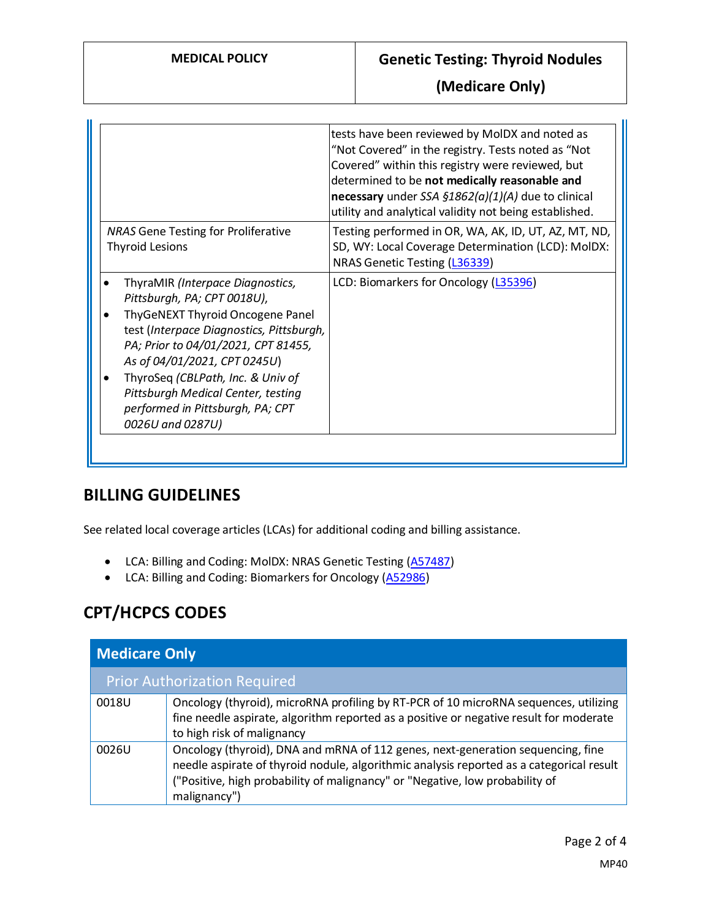| | |
|---|---|
| | tests have been reviewed by MolDX and noted as "Not Covered" in the registry. Tests noted as "Not Covered" within this registry were reviewed, but determined to be **not medically reasonable and necessary** under *SSA §1862(a)(1)(A)* due to clinical utility and analytical validity not being established. |
| *NRAS* Gene Testing for Proliferative Thyroid Lesions | Testing performed in OR, WA, AK, ID, UT, AZ, MT, ND, SD, WY: Local Coverage Determination (LCD): MolDX: NRAS Genetic Testing (L36339) |
| • ThyraMIR *(Interpace Diagnostics, Pittsburgh, PA; CPT 0018U)*, <br>• ThyGeNEXT Thyroid Oncogene Panel test (*Interpace Diagnostics, Pittsburgh, PA; Prior to 04/01/2021, CPT 81455, As of 04/01/2021, CPT 0245U*) <br>• ThyroSeq *(CBLPath, Inc. & Univ of Pittsburgh Medical Center, testing performed in Pittsburgh, PA; CPT 0026U and 0287U)* | LCD: Biomarkers for Oncology (L35396) |

## BILLING GUIDELINES

See related local coverage articles (LCAs) for additional coding and billing assistance.

- LCA: Billing and Coding: MolDX: NRAS Genetic Testing (A57487)
- LCA: Billing and Coding: Biomarkers for Oncology (A52986)

## CPT/HCPCS CODES

| Medicare Only | |
|---|---|
| **Prior Authorization Required** | |
| 0018U | Oncology (thyroid), microRNA profiling by RT-PCR of 10 microRNA sequences, utilizing fine needle aspirate, algorithm reported as a positive or negative result for moderate to high risk of malignancy |
| 0026U | Oncology (thyroid), DNA and mRNA of 112 genes, next-generation sequencing, fine needle aspirate of thyroid nodule, algorithmic analysis reported as a categorical result ("Positive, high probability of malignancy" or "Negative, low probability of malignancy") |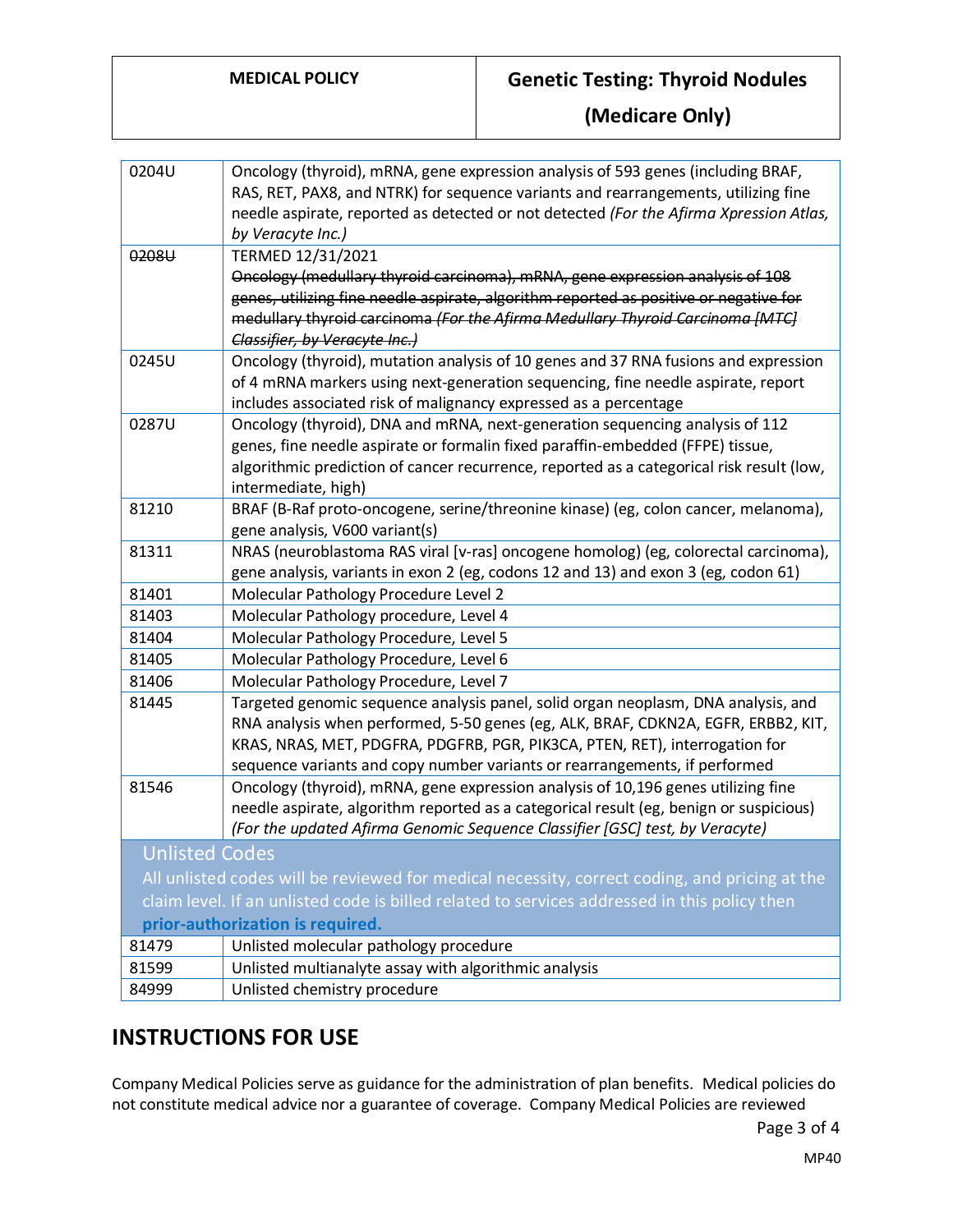| | |
|---|---|
| 0204U | Oncology (thyroid), mRNA, gene expression analysis of 593 genes (including BRAF, RAS, RET, PAX8, and NTRK) for sequence variants and rearrangements, utilizing fine needle aspirate, reported as detected or not detected *(For the Afirma Xpression Atlas, by Veracyte Inc.)* |
| ~~0208U~~ | TERMED 12/31/2021<br>~~Oncology (medullary thyroid carcinoma), mRNA, gene expression analysis of 108 genes, utilizing fine needle aspirate, algorithm reported as positive or negative for medullary thyroid carcinoma~~ ~~*(For the Afirma Medullary Thyroid Carcinoma [MTC] Classifier, by Veracyte Inc.)*~~ |
| 0245U | Oncology (thyroid), mutation analysis of 10 genes and 37 RNA fusions and expression of 4 mRNA markers using next-generation sequencing, fine needle aspirate, report includes associated risk of malignancy expressed as a percentage |
| 0287U | Oncology (thyroid), DNA and mRNA, next-generation sequencing analysis of 112 genes, fine needle aspirate or formalin fixed paraffin-embedded (FFPE) tissue, algorithmic prediction of cancer recurrence, reported as a categorical risk result (low, intermediate, high) |
| 81210 | BRAF (B-Raf proto-oncogene, serine/threonine kinase) (eg, colon cancer, melanoma), gene analysis, V600 variant(s) |
| 81311 | NRAS (neuroblastoma RAS viral [v-ras] oncogene homolog) (eg, colorectal carcinoma), gene analysis, variants in exon 2 (eg, codons 12 and 13) and exon 3 (eg, codon 61) |
| 81401 | Molecular Pathology Procedure Level 2 |
| 81403 | Molecular Pathology procedure, Level 4 |
| 81404 | Molecular Pathology Procedure, Level 5 |
| 81405 | Molecular Pathology Procedure, Level 6 |
| 81406 | Molecular Pathology Procedure, Level 7 |
| 81445 | Targeted genomic sequence analysis panel, solid organ neoplasm, DNA analysis, and RNA analysis when performed, 5-50 genes (eg, ALK, BRAF, CDKN2A, EGFR, ERBB2, KIT, KRAS, NRAS, MET, PDGFRA, PDGFRB, PGR, PIK3CA, PTEN, RET), interrogation for sequence variants and copy number variants or rearrangements, if performed |
| 81546 | Oncology (thyroid), mRNA, gene expression analysis of 10,196 genes utilizing fine needle aspirate, algorithm reported as a categorical result (eg, benign or suspicious) *(For the updated Afirma Genomic Sequence Classifier [GSC] test, by Veracyte)* |
| **Unlisted Codes**<br>All unlisted codes will be reviewed for medical necessity, correct coding, and pricing at the claim level. If an unlisted code is billed related to services addressed in this policy then **prior-authorization is required.** | |
| 81479 | Unlisted molecular pathology procedure |
| 81599 | Unlisted multianalyte assay with algorithmic analysis |
| 84999 | Unlisted chemistry procedure |

## INSTRUCTIONS FOR USE

Company Medical Policies serve as guidance for the administration of plan benefits. Medical policies do not constitute medical advice nor a guarantee of coverage. Company Medical Policies are reviewed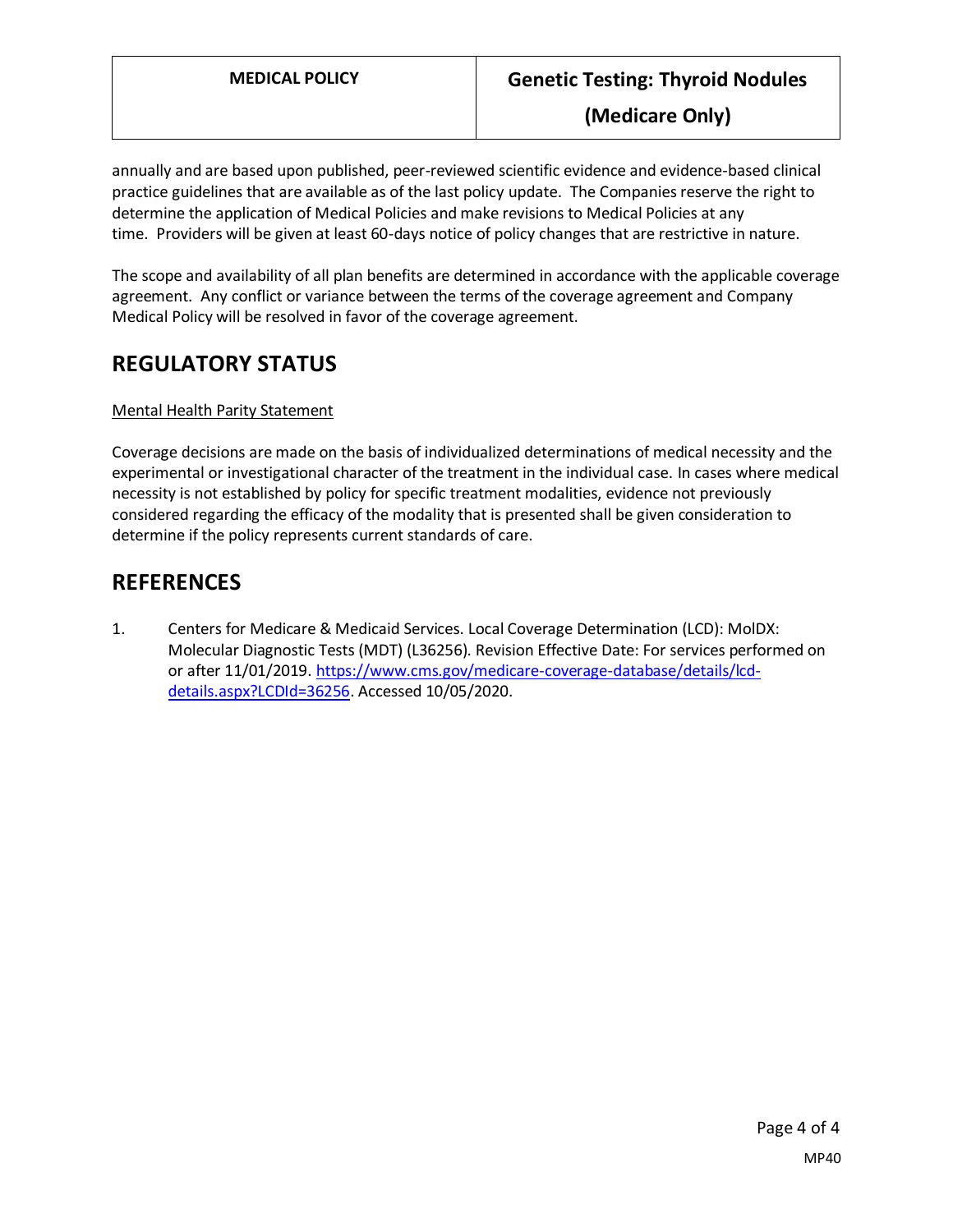annually and are based upon published, peer-reviewed scientific evidence and evidence-based clinical practice guidelines that are available as of the last policy update. The Companies reserve the right to determine the application of Medical Policies and make revisions to Medical Policies at any time. Providers will be given at least 60-days notice of policy changes that are restrictive in nature.

The scope and availability of all plan benefits are determined in accordance with the applicable coverage agreement. Any conflict or variance between the terms of the coverage agreement and Company Medical Policy will be resolved in favor of the coverage agreement.

## REGULATORY STATUS

Mental Health Parity Statement

Coverage decisions are made on the basis of individualized determinations of medical necessity and the experimental or investigational character of the treatment in the individual case. In cases where medical necessity is not established by policy for specific treatment modalities, evidence not previously considered regarding the efficacy of the modality that is presented shall be given consideration to determine if the policy represents current standards of care.

## REFERENCES

1. Centers for Medicare & Medicaid Services. Local Coverage Determination (LCD): MolDX: Molecular Diagnostic Tests (MDT) (L36256). Revision Effective Date: For services performed on or after 11/01/2019. https://www.cms.gov/medicare-coverage-database/details/lcd-details.aspx?LCDId=36256. Accessed 10/05/2020.